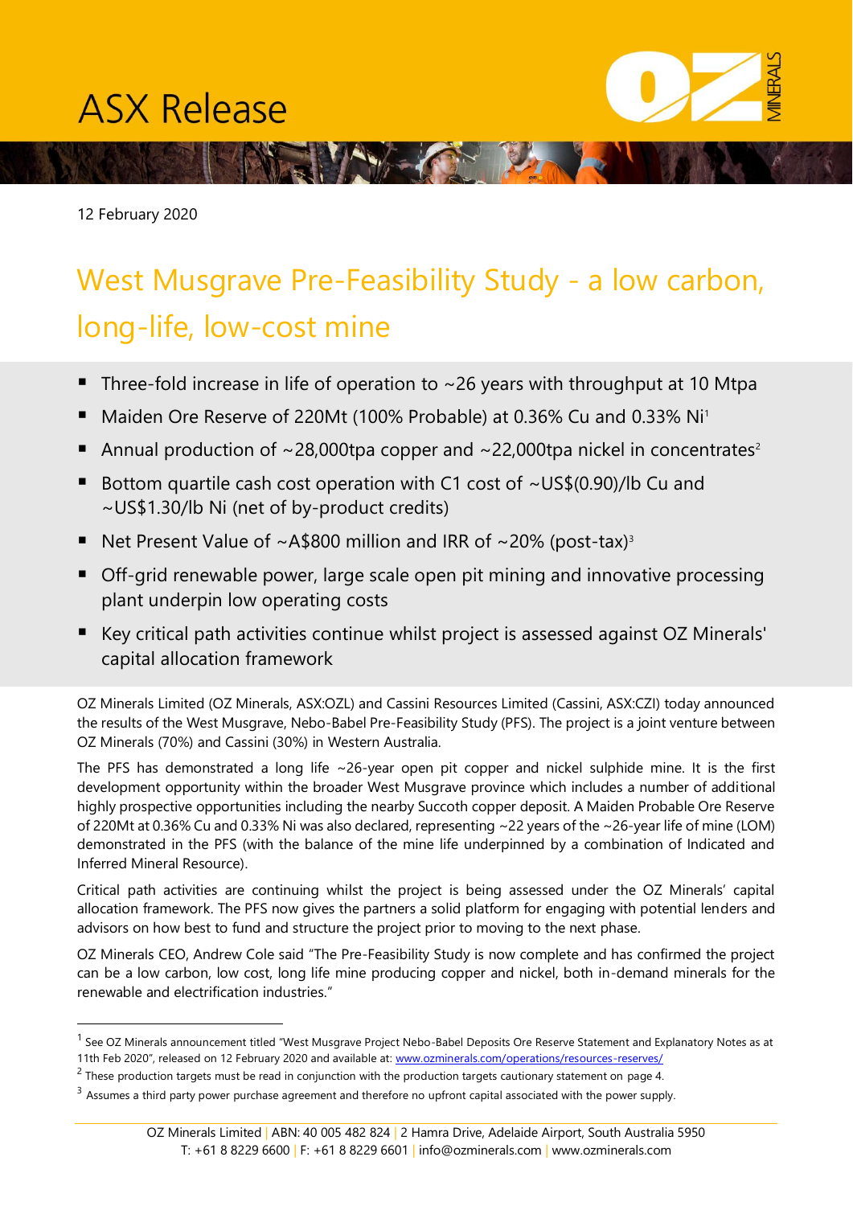# ASX Release

12 February 2020

## West Musgrave Pre-Feasibility Study - a low carbon, long-life, low-cost mine

- Three-fold increase in life of operation to ~26 years with throughput at 10 Mtpa
- Maiden Ore Reserve of 220Mt (100% Probable) at 0.36% Cu and 0.33% Ni[1]
- Annual production of ~28,000tpa copper and ~22,000tpa nickel in concentrates[2]
- Bottom quartile cash cost operation with C1 cost of ~US$(0.90)/lb Cu and ~US$1.30/lb Ni (net of by-product credits)
- Net Present Value of ~A$800 million and IRR of ~20% (post-tax)[3]
- Off-grid renewable power, large scale open pit mining and innovative processing plant underpin low operating costs
- Key critical path activities continue whilst project is assessed against OZ Minerals' capital allocation framework

OZ Minerals Limited (OZ Minerals, ASX:OZL) and Cassini Resources Limited (Cassini, ASX:CZI) today announced the results of the West Musgrave, Nebo-Babel Pre-Feasibility Study (PFS). The project is a joint venture between OZ Minerals (70%) and Cassini (30%) in Western Australia.

The PFS has demonstrated a long life ~26-year open pit copper and nickel sulphide mine. It is the first development opportunity within the broader West Musgrave province which includes a number of additional highly prospective opportunities including the nearby Succoth copper deposit. A Maiden Probable Ore Reserve of 220Mt at 0.36% Cu and 0.33% Ni was also declared, representing ~22 years of the ~26-year life of mine (LOM) demonstrated in the PFS (with the balance of the mine life underpinned by a combination of Indicated and Inferred Mineral Resource).

Critical path activities are continuing whilst the project is being assessed under the OZ Minerals' capital allocation framework. The PFS now gives the partners a solid platform for engaging with potential lenders and advisors on how best to fund and structure the project prior to moving to the next phase.

OZ Minerals CEO, Andrew Cole said "The Pre-Feasibility Study is now complete and has confirmed the project can be a low carbon, low cost, long life mine producing copper and nickel, both in-demand minerals for the renewable and electrification industries."

---

[1] See OZ Minerals announcement titled "West Musgrave Project Nebo-Babel Deposits Ore Reserve Statement and Explanatory Notes as at 11th Feb 2020", released on 12 February 2020 and available at: www.ozminerals.com/operations/resources-reserves/

[2] These production targets must be read in conjunction with the production targets cautionary statement on page 4.

[3] Assumes a third party power purchase agreement and therefore no upfront capital associated with the power supply.

OZ Minerals Limited | ABN: 40 005 482 824 | 2 Hamra Drive, Adelaide Airport, South Australia 5950
T: +61 8 8229 6600 | F: +61 8 8229 6601 | info@ozminerals.com | www.ozminerals.com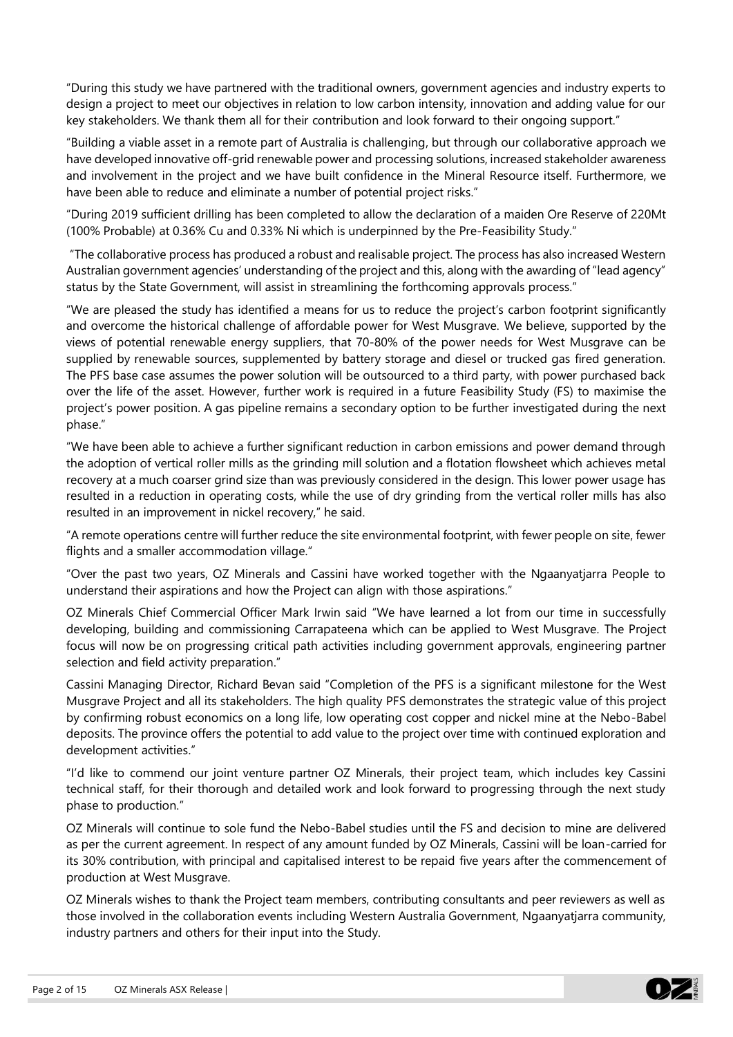"During this study we have partnered with the traditional owners, government agencies and industry experts to design a project to meet our objectives in relation to low carbon intensity, innovation and adding value for our key stakeholders. We thank them all for their contribution and look forward to their ongoing support."

"Building a viable asset in a remote part of Australia is challenging, but through our collaborative approach we have developed innovative off-grid renewable power and processing solutions, increased stakeholder awareness and involvement in the project and we have built confidence in the Mineral Resource itself. Furthermore, we have been able to reduce and eliminate a number of potential project risks."

"During 2019 sufficient drilling has been completed to allow the declaration of a maiden Ore Reserve of 220Mt (100% Probable) at 0.36% Cu and 0.33% Ni which is underpinned by the Pre-Feasibility Study."

"The collaborative process has produced a robust and realisable project. The process has also increased Western Australian government agencies' understanding of the project and this, along with the awarding of "lead agency" status by the State Government, will assist in streamlining the forthcoming approvals process."

"We are pleased the study has identified a means for us to reduce the project's carbon footprint significantly and overcome the historical challenge of affordable power for West Musgrave. We believe, supported by the views of potential renewable energy suppliers, that 70-80% of the power needs for West Musgrave can be supplied by renewable sources, supplemented by battery storage and diesel or trucked gas fired generation. The PFS base case assumes the power solution will be outsourced to a third party, with power purchased back over the life of the asset. However, further work is required in a future Feasibility Study (FS) to maximise the project's power position. A gas pipeline remains a secondary option to be further investigated during the next phase."

"We have been able to achieve a further significant reduction in carbon emissions and power demand through the adoption of vertical roller mills as the grinding mill solution and a flotation flowsheet which achieves metal recovery at a much coarser grind size than was previously considered in the design. This lower power usage has resulted in a reduction in operating costs, while the use of dry grinding from the vertical roller mills has also resulted in an improvement in nickel recovery," he said.

"A remote operations centre will further reduce the site environmental footprint, with fewer people on site, fewer flights and a smaller accommodation village."

"Over the past two years, OZ Minerals and Cassini have worked together with the Ngaanyatjarra People to understand their aspirations and how the Project can align with those aspirations."

OZ Minerals Chief Commercial Officer Mark Irwin said "We have learned a lot from our time in successfully developing, building and commissioning Carrapateena which can be applied to West Musgrave. The Project focus will now be on progressing critical path activities including government approvals, engineering partner selection and field activity preparation."

Cassini Managing Director, Richard Bevan said "Completion of the PFS is a significant milestone for the West Musgrave Project and all its stakeholders. The high quality PFS demonstrates the strategic value of this project by confirming robust economics on a long life, low operating cost copper and nickel mine at the Nebo-Babel deposits. The province offers the potential to add value to the project over time with continued exploration and development activities."

"I'd like to commend our joint venture partner OZ Minerals, their project team, which includes key Cassini technical staff, for their thorough and detailed work and look forward to progressing through the next study phase to production."

OZ Minerals will continue to sole fund the Nebo-Babel studies until the FS and decision to mine are delivered as per the current agreement. In respect of any amount funded by OZ Minerals, Cassini will be loan-carried for its 30% contribution, with principal and capitalised interest to be repaid five years after the commencement of production at West Musgrave.

OZ Minerals wishes to thank the Project team members, contributing consultants and peer reviewers as well as those involved in the collaboration events including Western Australia Government, Ngaanyatjarra community, industry partners and others for their input into the Study.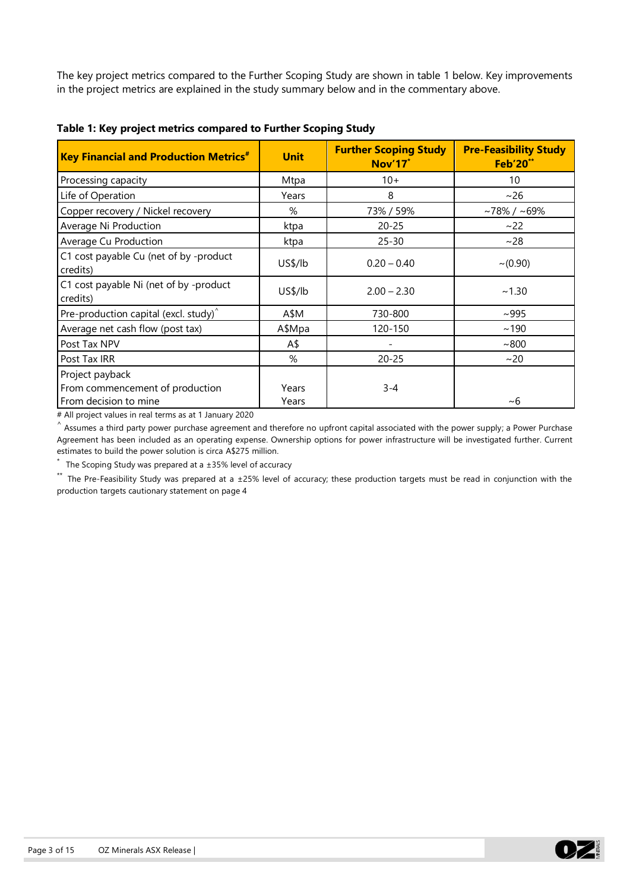The key project metrics compared to the Further Scoping Study are shown in table 1 below. Key improvements in the project metrics are explained in the study summary below and in the commentary above.

**Table 1: Key project metrics compared to Further Scoping Study**

| Key Financial and Production Metrics# | Unit | Further Scoping Study Nov'17* | Pre-Feasibility Study Feb'20** |
|---|---|---|---|
| Processing capacity | Mtpa | 10+ | 10 |
| Life of Operation | Years | 8 | ~26 |
| Copper recovery / Nickel recovery | % | 73% / 59% | ~78% / ~69% |
| Average Ni Production | ktpa | 20-25 | ~22 |
| Average Cu Production | ktpa | 25-30 | ~28 |
| C1 cost payable Cu (net of by -product credits) | US$/lb | 0.20 – 0.40 | ~(0.90) |
| C1 cost payable Ni (net of by -product credits) | US$/lb | 2.00 – 2.30 | ~1.30 |
| Pre-production capital (excl. study)^ | A$M | 730-800 | ~995 |
| Average net cash flow (post tax) | A$Mpa | 120-150 | ~190 |
| Post Tax NPV | A$ | - | ~800 |
| Post Tax IRR | % | 20-25 | ~20 |
| Project payback | | | |
| From commencement of production | Years | 3-4 | |
| From decision to mine | Years | | ~6 |

# All project values in real terms as at 1 January 2020

^ Assumes a third party power purchase agreement and therefore no upfront capital associated with the power supply; a Power Purchase Agreement has been included as an operating expense. Ownership options for power infrastructure will be investigated further. Current estimates to build the power solution is circa A$275 million.

\* The Scoping Study was prepared at a ±35% level of accuracy

\** The Pre-Feasibility Study was prepared at a ±25% level of accuracy; these production targets must be read in conjunction with the production targets cautionary statement on page 4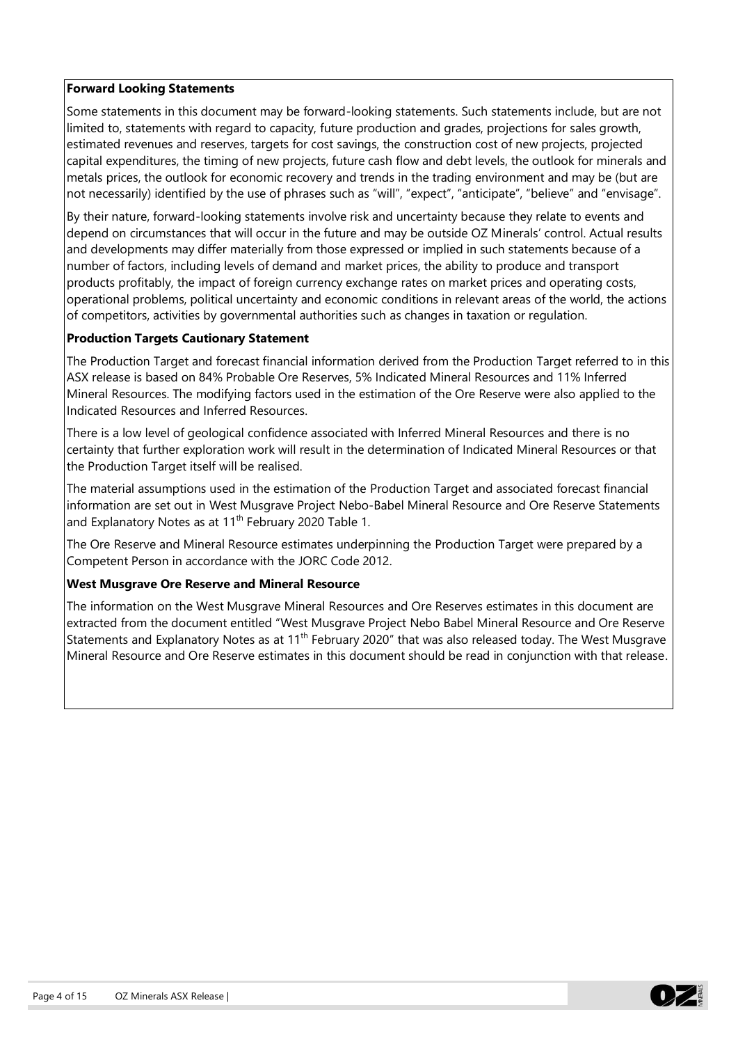**Forward Looking Statements**

Some statements in this document may be forward-looking statements. Such statements include, but are not limited to, statements with regard to capacity, future production and grades, projections for sales growth, estimated revenues and reserves, targets for cost savings, the construction cost of new projects, projected capital expenditures, the timing of new projects, future cash flow and debt levels, the outlook for minerals and metals prices, the outlook for economic recovery and trends in the trading environment and may be (but are not necessarily) identified by the use of phrases such as "will", "expect", "anticipate", "believe" and "envisage".

By their nature, forward-looking statements involve risk and uncertainty because they relate to events and depend on circumstances that will occur in the future and may be outside OZ Minerals' control. Actual results and developments may differ materially from those expressed or implied in such statements because of a number of factors, including levels of demand and market prices, the ability to produce and transport products profitably, the impact of foreign currency exchange rates on market prices and operating costs, operational problems, political uncertainty and economic conditions in relevant areas of the world, the actions of competitors, activities by governmental authorities such as changes in taxation or regulation.

**Production Targets Cautionary Statement**

The Production Target and forecast financial information derived from the Production Target referred to in this ASX release is based on 84% Probable Ore Reserves, 5% Indicated Mineral Resources and 11% Inferred Mineral Resources. The modifying factors used in the estimation of the Ore Reserve were also applied to the Indicated Resources and Inferred Resources.

There is a low level of geological confidence associated with Inferred Mineral Resources and there is no certainty that further exploration work will result in the determination of Indicated Mineral Resources or that the Production Target itself will be realised.

The material assumptions used in the estimation of the Production Target and associated forecast financial information are set out in West Musgrave Project Nebo-Babel Mineral Resource and Ore Reserve Statements and Explanatory Notes as at 11th February 2020 Table 1.

The Ore Reserve and Mineral Resource estimates underpinning the Production Target were prepared by a Competent Person in accordance with the JORC Code 2012.

**West Musgrave Ore Reserve and Mineral Resource**

The information on the West Musgrave Mineral Resources and Ore Reserves estimates in this document are extracted from the document entitled "West Musgrave Project Nebo Babel Mineral Resource and Ore Reserve Statements and Explanatory Notes as at 11th February 2020" that was also released today. The West Musgrave Mineral Resource and Ore Reserve estimates in this document should be read in conjunction with that release.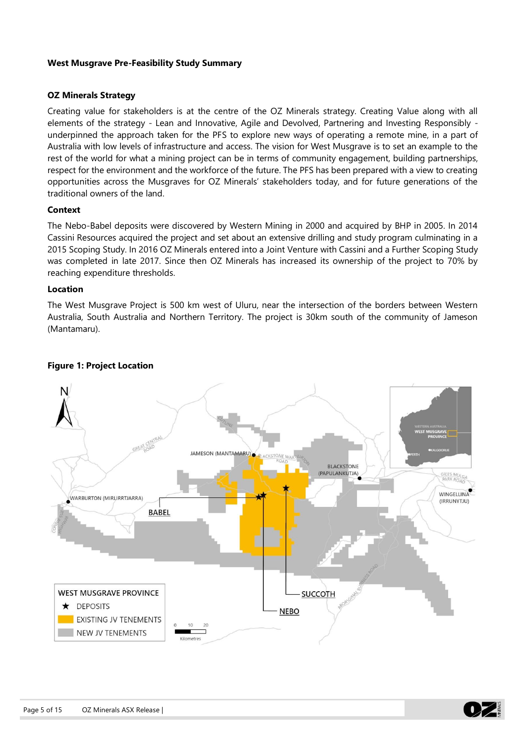## West Musgrave Pre-Feasibility Study Summary

### OZ Minerals Strategy

Creating value for stakeholders is at the centre of the OZ Minerals strategy. Creating Value along with all elements of the strategy - Lean and Innovative, Agile and Devolved, Partnering and Investing Responsibly - underpinned the approach taken for the PFS to explore new ways of operating a remote mine, in a part of Australia with low levels of infrastructure and access. The vision for West Musgrave is to set an example to the rest of the world for what a mining project can be in terms of community engagement, building partnerships, respect for the environment and the workforce of the future. The PFS has been prepared with a view to creating opportunities across the Musgraves for OZ Minerals' stakeholders today, and for future generations of the traditional owners of the land.

### Context

The Nebo-Babel deposits were discovered by Western Mining in 2000 and acquired by BHP in 2005. In 2014 Cassini Resources acquired the project and set about an extensive drilling and study program culminating in a 2015 Scoping Study. In 2016 OZ Minerals entered into a Joint Venture with Cassini and a Further Scoping Study was completed in late 2017. Since then OZ Minerals has increased its ownership of the project to 70% by reaching expenditure thresholds.

### Location

The West Musgrave Project is 500 km west of Uluru, near the intersection of the borders between Western Australia, South Australia and Northern Territory. The project is 30km south of the community of Jameson (Mantamaru).

**Figure 1: Project Location**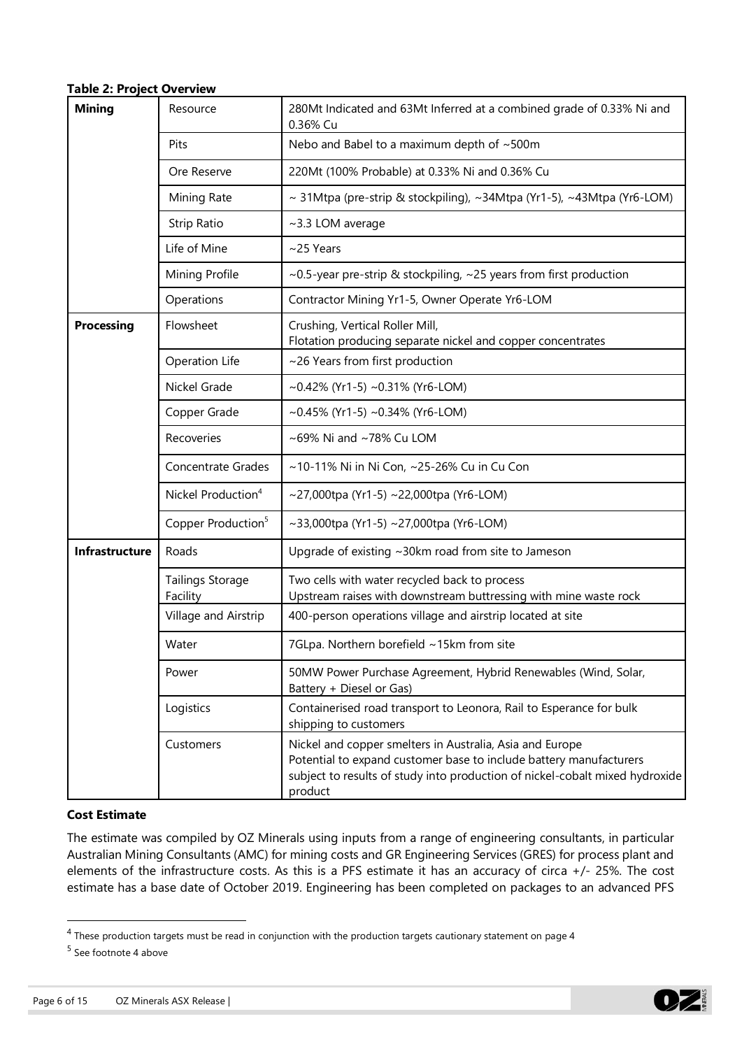**Table 2: Project Overview**

| | | |
|---|---|---|
| **Mining** | Resource | 280Mt Indicated and 63Mt Inferred at a combined grade of 0.33% Ni and 0.36% Cu |
| | Pits | Nebo and Babel to a maximum depth of ~500m |
| | Ore Reserve | 220Mt (100% Probable) at 0.33% Ni and 0.36% Cu |
| | Mining Rate | ~ 31Mtpa (pre-strip & stockpiling), ~34Mtpa (Yr1-5), ~43Mtpa (Yr6-LOM) |
| | Strip Ratio | ~3.3 LOM average |
| | Life of Mine | ~25 Years |
| | Mining Profile | ~0.5-year pre-strip & stockpiling, ~25 years from first production |
| | Operations | Contractor Mining Yr1-5, Owner Operate Yr6-LOM |
| **Processing** | Flowsheet | Crushing, Vertical Roller Mill, Flotation producing separate nickel and copper concentrates |
| | Operation Life | ~26 Years from first production |
| | Nickel Grade | ~0.42% (Yr1-5) ~0.31% (Yr6-LOM) |
| | Copper Grade | ~0.45% (Yr1-5) ~0.34% (Yr6-LOM) |
| | Recoveries | ~69% Ni and ~78% Cu LOM |
| | Concentrate Grades | ~10-11% Ni in Ni Con, ~25-26% Cu in Cu Con |
| | Nickel Production[4] | ~27,000tpa (Yr1-5) ~22,000tpa (Yr6-LOM) |
| | Copper Production[5] | ~33,000tpa (Yr1-5) ~27,000tpa (Yr6-LOM) |
| **Infrastructure** | Roads | Upgrade of existing ~30km road from site to Jameson |
| | Tailings Storage Facility | Two cells with water recycled back to process<br>Upstream raises with downstream buttressing with mine waste rock |
| | Village and Airstrip | 400-person operations village and airstrip located at site |
| | Water | 7GLpa. Northern borefield ~15km from site |
| | Power | 50MW Power Purchase Agreement, Hybrid Renewables (Wind, Solar, Battery + Diesel or Gas) |
| | Logistics | Containerised road transport to Leonora, Rail to Esperance for bulk shipping to customers |
| | Customers | Nickel and copper smelters in Australia, Asia and Europe<br>Potential to expand customer base to include battery manufacturers subject to results of study into production of nickel-cobalt mixed hydroxide product |

**Cost Estimate**

The estimate was compiled by OZ Minerals using inputs from a range of engineering consultants, in particular Australian Mining Consultants (AMC) for mining costs and GR Engineering Services (GRES) for process plant and elements of the infrastructure costs. As this is a PFS estimate it has an accuracy of circa +/- 25%. The cost estimate has a base date of October 2019. Engineering has been completed on packages to an advanced PFS

[4] These production targets must be read in conjunction with the production targets cautionary statement on page 4

[5] See footnote 4 above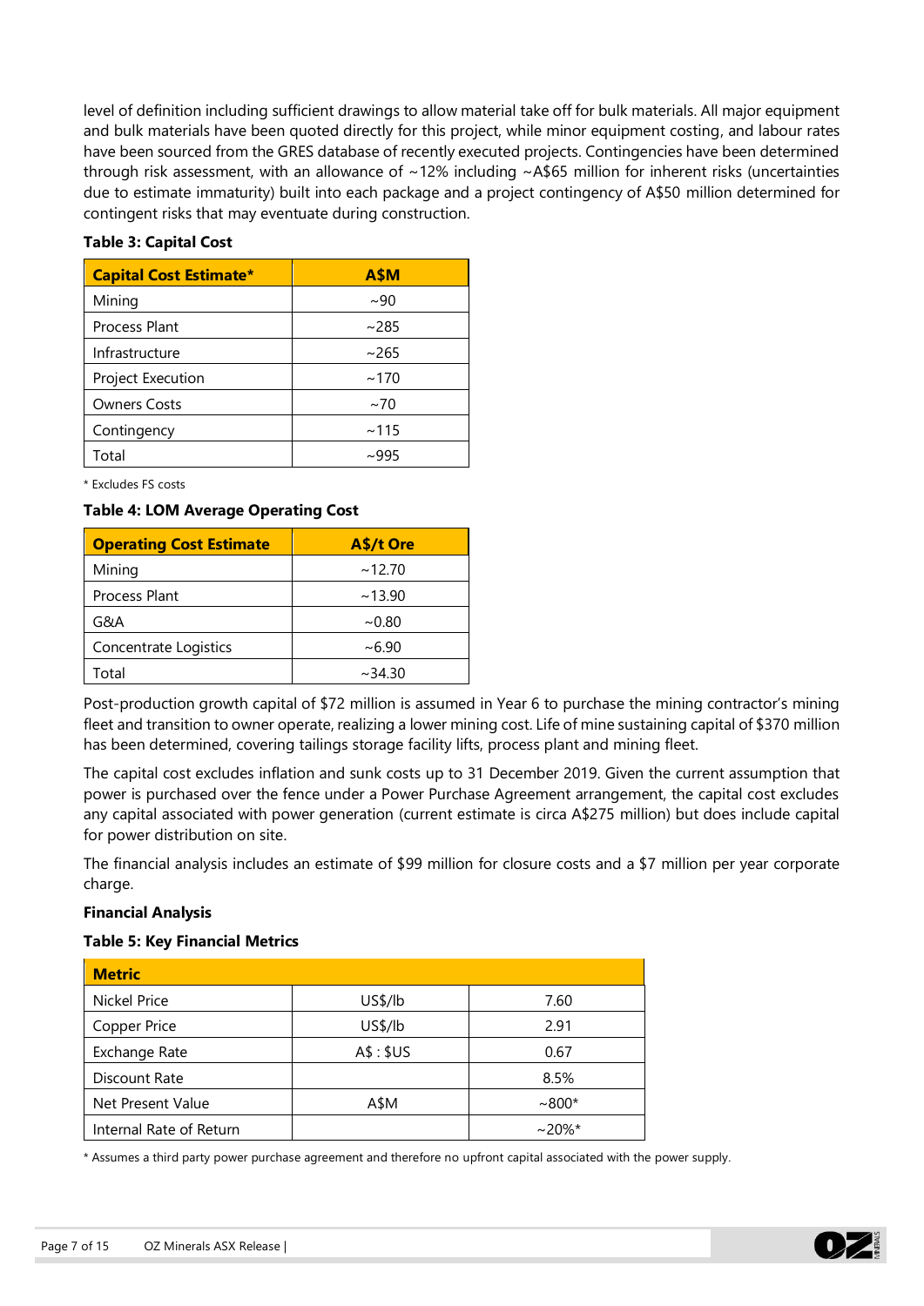level of definition including sufficient drawings to allow material take off for bulk materials. All major equipment and bulk materials have been quoted directly for this project, while minor equipment costing, and labour rates have been sourced from the GRES database of recently executed projects. Contingencies have been determined through risk assessment, with an allowance of ~12% including ~A$65 million for inherent risks (uncertainties due to estimate immaturity) built into each package and a project contingency of A$50 million determined for contingent risks that may eventuate during construction.

**Table 3: Capital Cost**

| Capital Cost Estimate* | A$M |
|---|---|
| Mining | ~90 |
| Process Plant | ~285 |
| Infrastructure | ~265 |
| Project Execution | ~170 |
| Owners Costs | ~70 |
| Contingency | ~115 |
| Total | ~995 |

\* Excludes FS costs

**Table 4: LOM Average Operating Cost**

| Operating Cost Estimate | A$/t Ore |
|---|---|
| Mining | ~12.70 |
| Process Plant | ~13.90 |
| G&A | ~0.80 |
| Concentrate Logistics | ~6.90 |
| Total | ~34.30 |

Post-production growth capital of $72 million is assumed in Year 6 to purchase the mining contractor's mining fleet and transition to owner operate, realizing a lower mining cost. Life of mine sustaining capital of $370 million has been determined, covering tailings storage facility lifts, process plant and mining fleet.

The capital cost excludes inflation and sunk costs up to 31 December 2019. Given the current assumption that power is purchased over the fence under a Power Purchase Agreement arrangement, the capital cost excludes any capital associated with power generation (current estimate is circa A$275 million) but does include capital for power distribution on site.

The financial analysis includes an estimate of $99 million for closure costs and a $7 million per year corporate charge.

**Financial Analysis**

**Table 5: Key Financial Metrics**

| Metric | | |
|---|---|---|
| Nickel Price | US$/lb | 7.60 |
| Copper Price | US$/lb | 2.91 |
| Exchange Rate | A$ : $US | 0.67 |
| Discount Rate | | 8.5% |
| Net Present Value | A$M | ~800* |
| Internal Rate of Return | | ~20%* |

\* Assumes a third party power purchase agreement and therefore no upfront capital associated with the power supply.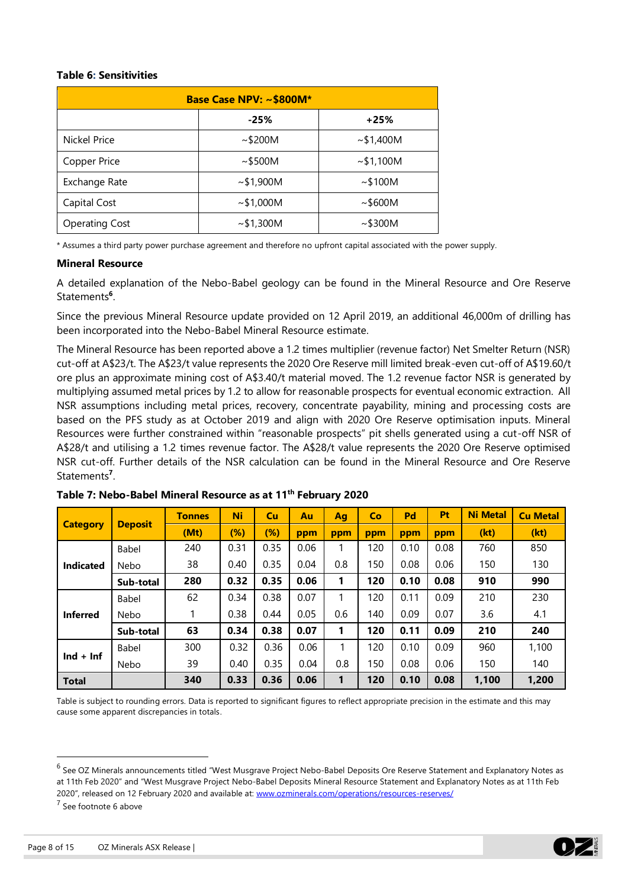**Table 6: Sensitivities**

| Base Case NPV: ~$800M* | | |
|---|---|---|
| | -25% | +25% |
| Nickel Price | ~$200M | ~$1,400M |
| Copper Price | ~$500M | ~$1,100M |
| Exchange Rate | ~$1,900M | ~$100M |
| Capital Cost | ~$1,000M | ~$600M |
| Operating Cost | ~$1,300M | ~$300M |

* Assumes a third party power purchase agreement and therefore no upfront capital associated with the power supply.

**Mineral Resource**

A detailed explanation of the Nebo-Babel geology can be found in the Mineral Resource and Ore Reserve Statements[6].

Since the previous Mineral Resource update provided on 12 April 2019, an additional 46,000m of drilling has been incorporated into the Nebo-Babel Mineral Resource estimate.

The Mineral Resource has been reported above a 1.2 times multiplier (revenue factor) Net Smelter Return (NSR) cut-off at A$23/t. The A$23/t value represents the 2020 Ore Reserve mill limited break-even cut-off of A$19.60/t ore plus an approximate mining cost of A$3.40/t material moved. The 1.2 revenue factor NSR is generated by multiplying assumed metal prices by 1.2 to allow for reasonable prospects for eventual economic extraction. All NSR assumptions including metal prices, recovery, concentrate payability, mining and processing costs are based on the PFS study as at October 2019 and align with 2020 Ore Reserve optimisation inputs. Mineral Resources were further constrained within "reasonable prospects" pit shells generated using a cut-off NSR of A$28/t and utilising a 1.2 times revenue factor. The A$28/t value represents the 2020 Ore Reserve optimised NSR cut-off. Further details of the NSR calculation can be found in the Mineral Resource and Ore Reserve Statements[7].

**Table 7: Nebo-Babel Mineral Resource as at 11th February 2020**

| Category | Deposit | Tonnes (Mt) | Ni (%) | Cu (%) | Au ppm | Ag ppm | Co ppm | Pd ppm | Pt ppm | Ni Metal (kt) | Cu Metal (kt) |
|---|---|---|---|---|---|---|---|---|---|---|---|
| Indicated | Babel | 240 | 0.31 | 0.35 | 0.06 | 1 | 120 | 0.10 | 0.08 | 760 | 850 |
| | Nebo | 38 | 0.40 | 0.35 | 0.04 | 0.8 | 150 | 0.08 | 0.06 | 150 | 130 |
| | **Sub-total** | **280** | **0.32** | **0.35** | **0.06** | **1** | **120** | **0.10** | **0.08** | **910** | **990** |
| Inferred | Babel | 62 | 0.34 | 0.38 | 0.07 | 1 | 120 | 0.11 | 0.09 | 210 | 230 |
| | Nebo | 1 | 0.38 | 0.44 | 0.05 | 0.6 | 140 | 0.09 | 0.07 | 3.6 | 4.1 |
| | **Sub-total** | **63** | **0.34** | **0.38** | **0.07** | **1** | **120** | **0.11** | **0.09** | **210** | **240** |
| Ind + Inf | Babel | 300 | 0.32 | 0.36 | 0.06 | 1 | 120 | 0.10 | 0.09 | 960 | 1,100 |
| | Nebo | 39 | 0.40 | 0.35 | 0.04 | 0.8 | 150 | 0.08 | 0.06 | 150 | 140 |
| **Total** | | **340** | **0.33** | **0.36** | **0.06** | **1** | **120** | **0.10** | **0.08** | **1,100** | **1,200** |

Table is subject to rounding errors. Data is reported to significant figures to reflect appropriate precision in the estimate and this may cause some apparent discrepancies in totals.

[6] See OZ Minerals announcements titled "West Musgrave Project Nebo-Babel Deposits Ore Reserve Statement and Explanatory Notes as at 11th Feb 2020" and "West Musgrave Project Nebo-Babel Deposits Mineral Resource Statement and Explanatory Notes as at 11th Feb 2020", released on 12 February 2020 and available at: www.ozminerals.com/operations/resources-reserves/

[7] See footnote 6 above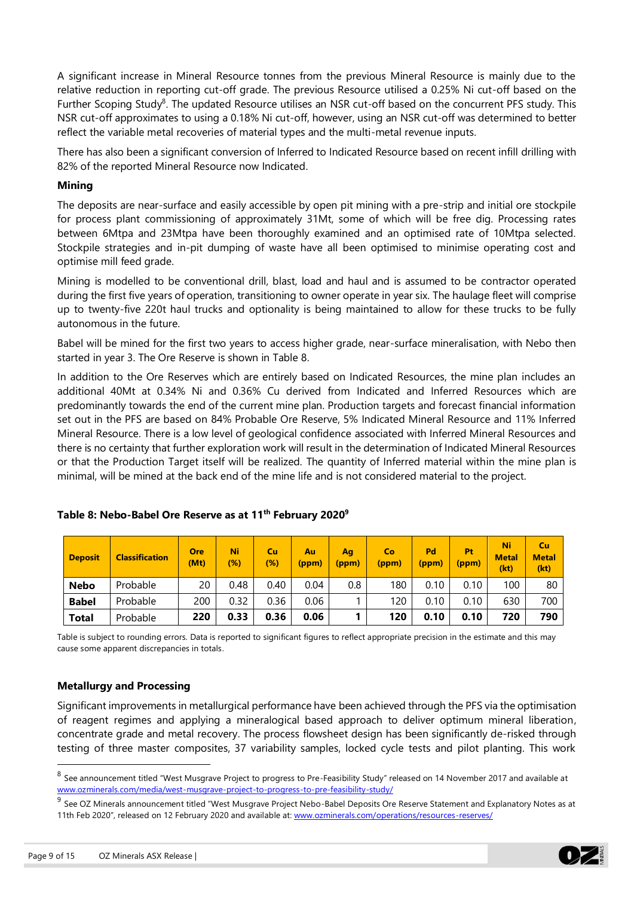A significant increase in Mineral Resource tonnes from the previous Mineral Resource is mainly due to the relative reduction in reporting cut-off grade. The previous Resource utilised a 0.25% Ni cut-off based on the Further Scoping Study[8]. The updated Resource utilises an NSR cut-off based on the concurrent PFS study. This NSR cut-off approximates to using a 0.18% Ni cut-off, however, using an NSR cut-off was determined to better reflect the variable metal recoveries of material types and the multi-metal revenue inputs.

There has also been a significant conversion of Inferred to Indicated Resource based on recent infill drilling with 82% of the reported Mineral Resource now Indicated.

**Mining**

The deposits are near-surface and easily accessible by open pit mining with a pre-strip and initial ore stockpile for process plant commissioning of approximately 31Mt, some of which will be free dig. Processing rates between 6Mtpa and 23Mtpa have been thoroughly examined and an optimised rate of 10Mtpa selected. Stockpile strategies and in-pit dumping of waste have all been optimised to minimise operating cost and optimise mill feed grade.

Mining is modelled to be conventional drill, blast, load and haul and is assumed to be contractor operated during the first five years of operation, transitioning to owner operate in year six. The haulage fleet will comprise up to twenty-five 220t haul trucks and optionality is being maintained to allow for these trucks to be fully autonomous in the future.

Babel will be mined for the first two years to access higher grade, near-surface mineralisation, with Nebo then started in year 3. The Ore Reserve is shown in Table 8.

In addition to the Ore Reserves which are entirely based on Indicated Resources, the mine plan includes an additional 40Mt at 0.34% Ni and 0.36% Cu derived from Indicated and Inferred Resources which are predominantly towards the end of the current mine plan. Production targets and forecast financial information set out in the PFS are based on 84% Probable Ore Reserve, 5% Indicated Mineral Resource and 11% Inferred Mineral Resource. There is a low level of geological confidence associated with Inferred Mineral Resources and there is no certainty that further exploration work will result in the determination of Indicated Mineral Resources or that the Production Target itself will be realized. The quantity of Inferred material within the mine plan is minimal, will be mined at the back end of the mine life and is not considered material to the project.

**Table 8: Nebo-Babel Ore Reserve as at 11th February 2020[9]**

| Deposit | Classification | Ore (Mt) | Ni (%) | Cu (%) | Au (ppm) | Ag (ppm) | Co (ppm) | Pd (ppm) | Pt (ppm) | Ni Metal (kt) | Cu Metal (kt) |
|---|---|---|---|---|---|---|---|---|---|---|---|
| **Nebo** | Probable | 20 | 0.48 | 0.40 | 0.04 | 0.8 | 180 | 0.10 | 0.10 | 100 | 80 |
| **Babel** | Probable | 200 | 0.32 | 0.36 | 0.06 | 1 | 120 | 0.10 | 0.10 | 630 | 700 |
| **Total** | Probable | **220** | **0.33** | **0.36** | **0.06** | **1** | **120** | **0.10** | **0.10** | **720** | **790** |

Table is subject to rounding errors. Data is reported to significant figures to reflect appropriate precision in the estimate and this may cause some apparent discrepancies in totals.

**Metallurgy and Processing**

Significant improvements in metallurgical performance have been achieved through the PFS via the optimisation of reagent regimes and applying a mineralogical based approach to deliver optimum mineral liberation, concentrate grade and metal recovery. The process flowsheet design has been significantly de-risked through testing of three master composites, 37 variability samples, locked cycle tests and pilot planting. This work

[8] See announcement titled "West Musgrave Project to progress to Pre-Feasibility Study" released on 14 November 2017 and available at www.ozminerals.com/media/west-musgrave-project-to-progress-to-pre-feasibility-study/

[9] See OZ Minerals announcement titled "West Musgrave Project Nebo-Babel Deposits Ore Reserve Statement and Explanatory Notes as at 11th Feb 2020", released on 12 February 2020 and available at: www.ozminerals.com/operations/resources-reserves/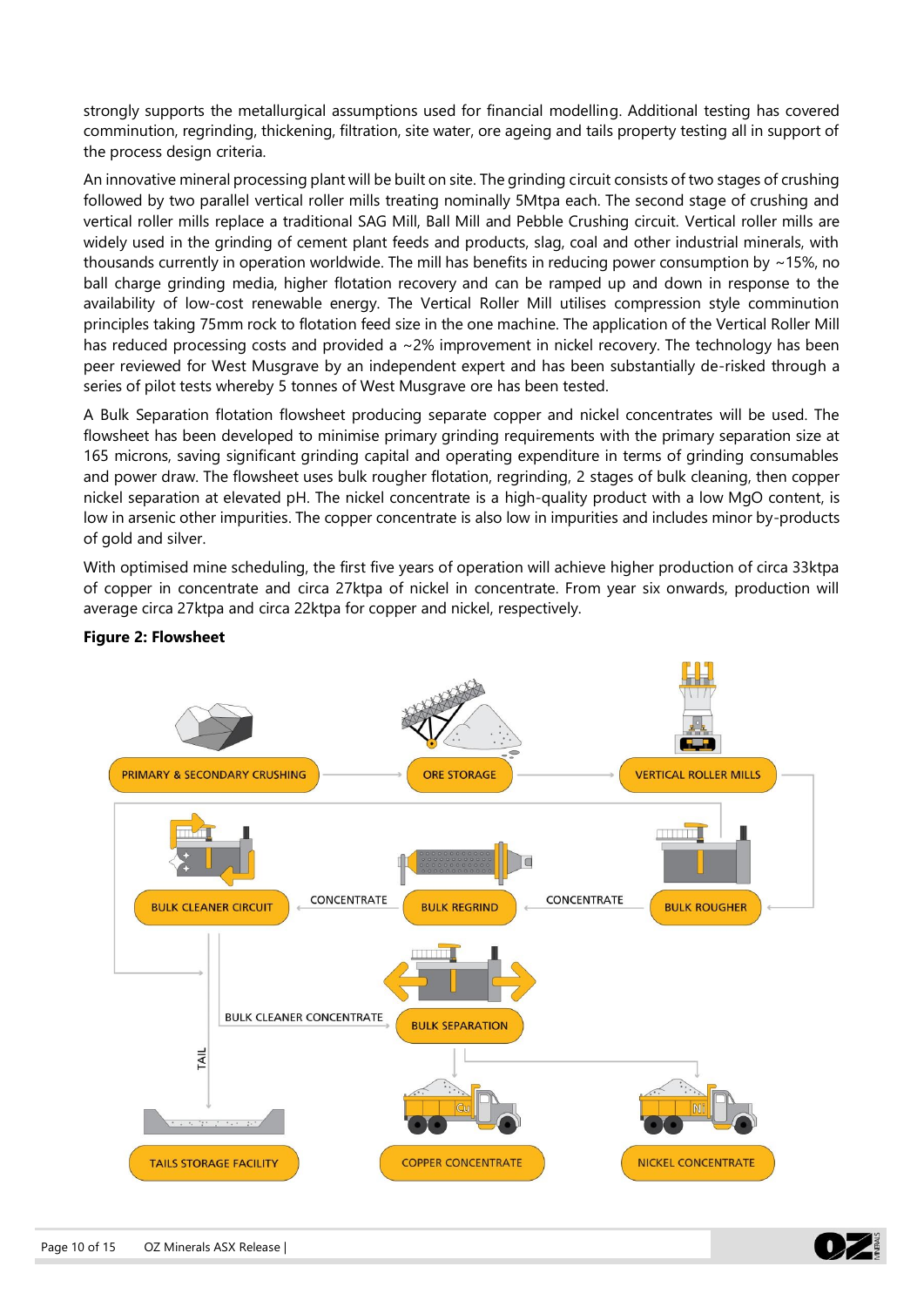strongly supports the metallurgical assumptions used for financial modelling. Additional testing has covered comminution, regrinding, thickening, filtration, site water, ore ageing and tails property testing all in support of the process design criteria.

An innovative mineral processing plant will be built on site. The grinding circuit consists of two stages of crushing followed by two parallel vertical roller mills treating nominally 5Mtpa each. The second stage of crushing and vertical roller mills replace a traditional SAG Mill, Ball Mill and Pebble Crushing circuit. Vertical roller mills are widely used in the grinding of cement plant feeds and products, slag, coal and other industrial minerals, with thousands currently in operation worldwide. The mill has benefits in reducing power consumption by ~15%, no ball charge grinding media, higher flotation recovery and can be ramped up and down in response to the availability of low-cost renewable energy. The Vertical Roller Mill utilises compression style comminution principles taking 75mm rock to flotation feed size in the one machine. The application of the Vertical Roller Mill has reduced processing costs and provided a ~2% improvement in nickel recovery. The technology has been peer reviewed for West Musgrave by an independent expert and has been substantially de-risked through a series of pilot tests whereby 5 tonnes of West Musgrave ore has been tested.

A Bulk Separation flotation flowsheet producing separate copper and nickel concentrates will be used. The flowsheet has been developed to minimise primary grinding requirements with the primary separation size at 165 microns, saving significant grinding capital and operating expenditure in terms of grinding consumables and power draw. The flowsheet uses bulk rougher flotation, regrinding, 2 stages of bulk cleaning, then copper nickel separation at elevated pH. The nickel concentrate is a high-quality product with a low MgO content, is low in arsenic other impurities. The copper concentrate is also low in impurities and includes minor by-products of gold and silver.

With optimised mine scheduling, the first five years of operation will achieve higher production of circa 33ktpa of copper in concentrate and circa 27ktpa of nickel in concentrate. From year six onwards, production will average circa 27ktpa and circa 22ktpa for copper and nickel, respectively.

**Figure 2: Flowsheet**

PRIMARY & SECONDARY CRUSHING → ORE STORAGE → VERTICAL ROLLER MILLS → BULK ROUGHER → (CONCENTRATE) → BULK REGRIND → (CONCENTRATE) → BULK CLEANER CIRCUIT → (BULK CLEANER CONCENTRATE) → BULK SEPARATION → COPPER CONCENTRATE / NICKEL CONCENTRATE

BULK CLEANER CIRCUIT → (TAIL) → TAILS STORAGE FACILITY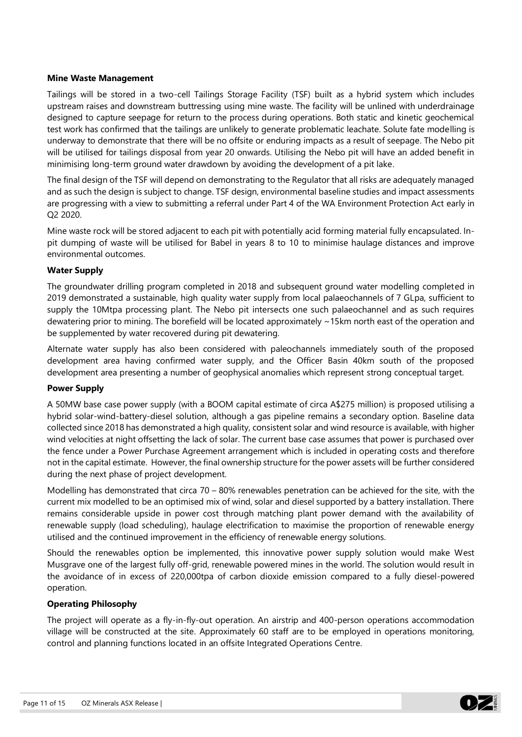**Mine Waste Management**

Tailings will be stored in a two-cell Tailings Storage Facility (TSF) built as a hybrid system which includes upstream raises and downstream buttressing using mine waste. The facility will be unlined with underdrainage designed to capture seepage for return to the process during operations. Both static and kinetic geochemical test work has confirmed that the tailings are unlikely to generate problematic leachate. Solute fate modelling is underway to demonstrate that there will be no offsite or enduring impacts as a result of seepage. The Nebo pit will be utilised for tailings disposal from year 20 onwards. Utilising the Nebo pit will have an added benefit in minimising long-term ground water drawdown by avoiding the development of a pit lake.

The final design of the TSF will depend on demonstrating to the Regulator that all risks are adequately managed and as such the design is subject to change. TSF design, environmental baseline studies and impact assessments are progressing with a view to submitting a referral under Part 4 of the WA Environment Protection Act early in Q2 2020.

Mine waste rock will be stored adjacent to each pit with potentially acid forming material fully encapsulated. In-pit dumping of waste will be utilised for Babel in years 8 to 10 to minimise haulage distances and improve environmental outcomes.

**Water Supply**

The groundwater drilling program completed in 2018 and subsequent ground water modelling completed in 2019 demonstrated a sustainable, high quality water supply from local palaeochannels of 7 GLpa, sufficient to supply the 10Mtpa processing plant. The Nebo pit intersects one such palaeochannel and as such requires dewatering prior to mining. The borefield will be located approximately ~15km north east of the operation and be supplemented by water recovered during pit dewatering.

Alternate water supply has also been considered with paleochannels immediately south of the proposed development area having confirmed water supply, and the Officer Basin 40km south of the proposed development area presenting a number of geophysical anomalies which represent strong conceptual target.

**Power Supply**

A 50MW base case power supply (with a BOOM capital estimate of circa A$275 million) is proposed utilising a hybrid solar-wind-battery-diesel solution, although a gas pipeline remains a secondary option. Baseline data collected since 2018 has demonstrated a high quality, consistent solar and wind resource is available, with higher wind velocities at night offsetting the lack of solar. The current base case assumes that power is purchased over the fence under a Power Purchase Agreement arrangement which is included in operating costs and therefore not in the capital estimate. However, the final ownership structure for the power assets will be further considered during the next phase of project development.

Modelling has demonstrated that circa 70 – 80% renewables penetration can be achieved for the site, with the current mix modelled to be an optimised mix of wind, solar and diesel supported by a battery installation. There remains considerable upside in power cost through matching plant power demand with the availability of renewable supply (load scheduling), haulage electrification to maximise the proportion of renewable energy utilised and the continued improvement in the efficiency of renewable energy solutions.

Should the renewables option be implemented, this innovative power supply solution would make West Musgrave one of the largest fully off-grid, renewable powered mines in the world. The solution would result in the avoidance of in excess of 220,000tpa of carbon dioxide emission compared to a fully diesel-powered operation.

**Operating Philosophy**

The project will operate as a fly-in-fly-out operation. An airstrip and 400-person operations accommodation village will be constructed at the site. Approximately 60 staff are to be employed in operations monitoring, control and planning functions located in an offsite Integrated Operations Centre.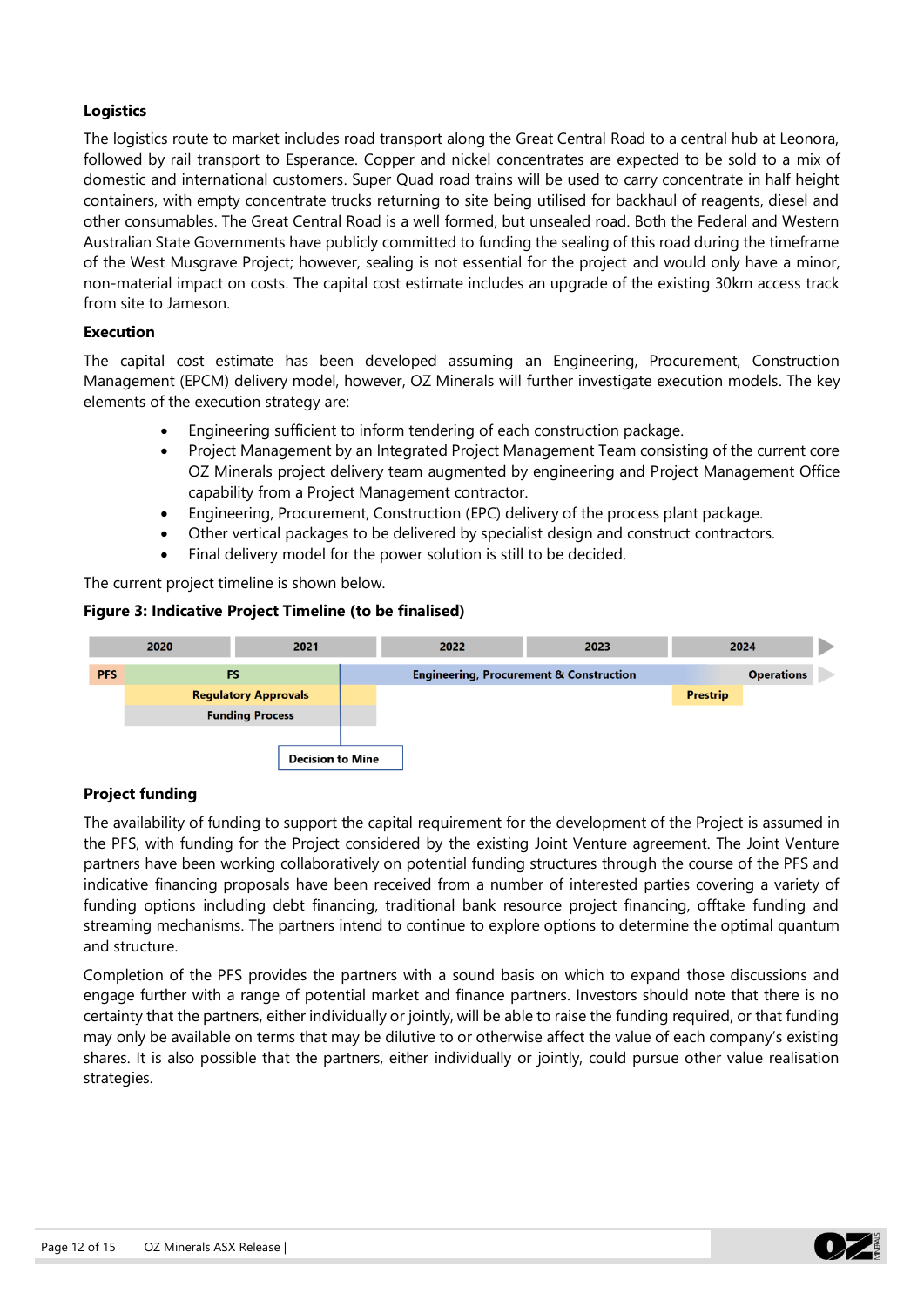### Logistics

The logistics route to market includes road transport along the Great Central Road to a central hub at Leonora, followed by rail transport to Esperance. Copper and nickel concentrates are expected to be sold to a mix of domestic and international customers. Super Quad road trains will be used to carry concentrate in half height containers, with empty concentrate trucks returning to site being utilised for backhaul of reagents, diesel and other consumables. The Great Central Road is a well formed, but unsealed road. Both the Federal and Western Australian State Governments have publicly committed to funding the sealing of this road during the timeframe of the West Musgrave Project; however, sealing is not essential for the project and would only have a minor, non-material impact on costs. The capital cost estimate includes an upgrade of the existing 30km access track from site to Jameson.

### Execution

The capital cost estimate has been developed assuming an Engineering, Procurement, Construction Management (EPCM) delivery model, however, OZ Minerals will further investigate execution models. The key elements of the execution strategy are:

- Engineering sufficient to inform tendering of each construction package.
- Project Management by an Integrated Project Management Team consisting of the current core OZ Minerals project delivery team augmented by engineering and Project Management Office capability from a Project Management contractor.
- Engineering, Procurement, Construction (EPC) delivery of the process plant package.
- Other vertical packages to be delivered by specialist design and construct contractors.
- Final delivery model for the power solution is still to be decided.

The current project timeline is shown below.

**Figure 3: Indicative Project Timeline (to be finalised)**

| 2020 | 2021 | 2022 | 2023 | 2024 |
|---|---|---|---|---|
| PFS / FS | FS | Engineering, Procurement & Construction | Engineering, Procurement & Construction | Operations |
| Regulatory Approvals | Regulatory Approvals | | | Prestrip |
| Funding Process | Funding Process | | | |
| | Decision to Mine | | | |

### Project funding

The availability of funding to support the capital requirement for the development of the Project is assumed in the PFS, with funding for the Project considered by the existing Joint Venture agreement. The Joint Venture partners have been working collaboratively on potential funding structures through the course of the PFS and indicative financing proposals have been received from a number of interested parties covering a variety of funding options including debt financing, traditional bank resource project financing, offtake funding and streaming mechanisms. The partners intend to continue to explore options to determine the optimal quantum and structure.

Completion of the PFS provides the partners with a sound basis on which to expand those discussions and engage further with a range of potential market and finance partners. Investors should note that there is no certainty that the partners, either individually or jointly, will be able to raise the funding required, or that funding may only be available on terms that may be dilutive to or otherwise affect the value of each company's existing shares. It is also possible that the partners, either individually or jointly, could pursue other value realisation strategies.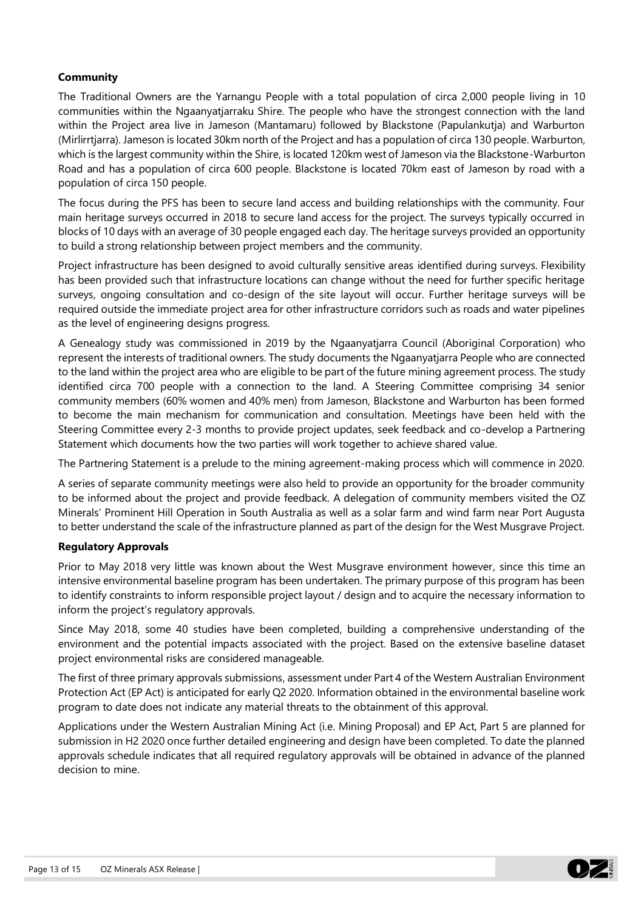**Community**

The Traditional Owners are the Yarnangu People with a total population of circa 2,000 people living in 10 communities within the Ngaanyatjarraku Shire. The people who have the strongest connection with the land within the Project area live in Jameson (Mantamaru) followed by Blackstone (Papulankutja) and Warburton (Mirlirrtjarra). Jameson is located 30km north of the Project and has a population of circa 130 people. Warburton, which is the largest community within the Shire, is located 120km west of Jameson via the Blackstone-Warburton Road and has a population of circa 600 people. Blackstone is located 70km east of Jameson by road with a population of circa 150 people.

The focus during the PFS has been to secure land access and building relationships with the community. Four main heritage surveys occurred in 2018 to secure land access for the project. The surveys typically occurred in blocks of 10 days with an average of 30 people engaged each day. The heritage surveys provided an opportunity to build a strong relationship between project members and the community.

Project infrastructure has been designed to avoid culturally sensitive areas identified during surveys. Flexibility has been provided such that infrastructure locations can change without the need for further specific heritage surveys, ongoing consultation and co-design of the site layout will occur. Further heritage surveys will be required outside the immediate project area for other infrastructure corridors such as roads and water pipelines as the level of engineering designs progress.

A Genealogy study was commissioned in 2019 by the Ngaanyatjarra Council (Aboriginal Corporation) who represent the interests of traditional owners. The study documents the Ngaanyatjarra People who are connected to the land within the project area who are eligible to be part of the future mining agreement process. The study identified circa 700 people with a connection to the land. A Steering Committee comprising 34 senior community members (60% women and 40% men) from Jameson, Blackstone and Warburton has been formed to become the main mechanism for communication and consultation. Meetings have been held with the Steering Committee every 2-3 months to provide project updates, seek feedback and co-develop a Partnering Statement which documents how the two parties will work together to achieve shared value.

The Partnering Statement is a prelude to the mining agreement-making process which will commence in 2020.

A series of separate community meetings were also held to provide an opportunity for the broader community to be informed about the project and provide feedback. A delegation of community members visited the OZ Minerals' Prominent Hill Operation in South Australia as well as a solar farm and wind farm near Port Augusta to better understand the scale of the infrastructure planned as part of the design for the West Musgrave Project.

**Regulatory Approvals**

Prior to May 2018 very little was known about the West Musgrave environment however, since this time an intensive environmental baseline program has been undertaken. The primary purpose of this program has been to identify constraints to inform responsible project layout / design and to acquire the necessary information to inform the project's regulatory approvals.

Since May 2018, some 40 studies have been completed, building a comprehensive understanding of the environment and the potential impacts associated with the project. Based on the extensive baseline dataset project environmental risks are considered manageable.

The first of three primary approvals submissions, assessment under Part 4 of the Western Australian Environment Protection Act (EP Act) is anticipated for early Q2 2020. Information obtained in the environmental baseline work program to date does not indicate any material threats to the obtainment of this approval.

Applications under the Western Australian Mining Act (i.e. Mining Proposal) and EP Act, Part 5 are planned for submission in H2 2020 once further detailed engineering and design have been completed. To date the planned approvals schedule indicates that all required regulatory approvals will be obtained in advance of the planned decision to mine.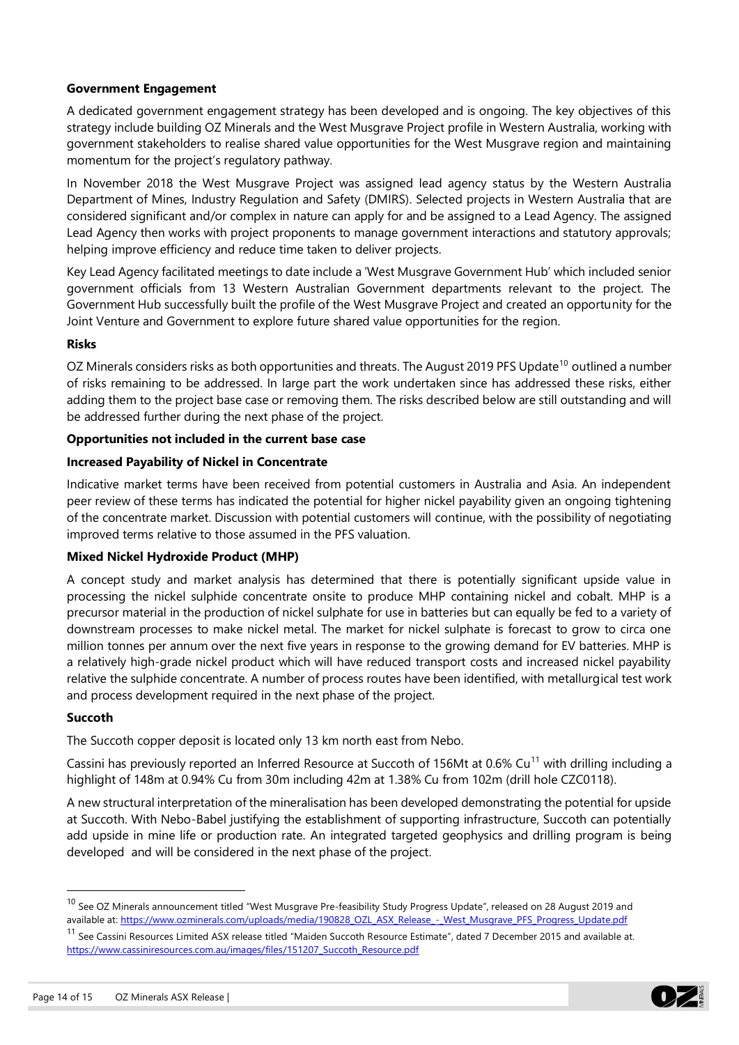**Government Engagement**

A dedicated government engagement strategy has been developed and is ongoing. The key objectives of this strategy include building OZ Minerals and the West Musgrave Project profile in Western Australia, working with government stakeholders to realise shared value opportunities for the West Musgrave region and maintaining momentum for the project's regulatory pathway.

In November 2018 the West Musgrave Project was assigned lead agency status by the Western Australia Department of Mines, Industry Regulation and Safety (DMIRS). Selected projects in Western Australia that are considered significant and/or complex in nature can apply for and be assigned to a Lead Agency. The assigned Lead Agency then works with project proponents to manage government interactions and statutory approvals; helping improve efficiency and reduce time taken to deliver projects.

Key Lead Agency facilitated meetings to date include a 'West Musgrave Government Hub' which included senior government officials from 13 Western Australian Government departments relevant to the project. The Government Hub successfully built the profile of the West Musgrave Project and created an opportunity for the Joint Venture and Government to explore future shared value opportunities for the region.

**Risks**

OZ Minerals considers risks as both opportunities and threats. The August 2019 PFS Update[10] outlined a number of risks remaining to be addressed. In large part the work undertaken since has addressed these risks, either adding them to the project base case or removing them. The risks described below are still outstanding and will be addressed further during the next phase of the project.

**Opportunities not included in the current base case**

**Increased Payability of Nickel in Concentrate**

Indicative market terms have been received from potential customers in Australia and Asia. An independent peer review of these terms has indicated the potential for higher nickel payability given an ongoing tightening of the concentrate market. Discussion with potential customers will continue, with the possibility of negotiating improved terms relative to those assumed in the PFS valuation.

**Mixed Nickel Hydroxide Product (MHP)**

A concept study and market analysis has determined that there is potentially significant upside value in processing the nickel sulphide concentrate onsite to produce MHP containing nickel and cobalt. MHP is a precursor material in the production of nickel sulphate for use in batteries but can equally be fed to a variety of downstream processes to make nickel metal. The market for nickel sulphate is forecast to grow to circa one million tonnes per annum over the next five years in response to the growing demand for EV batteries. MHP is a relatively high-grade nickel product which will have reduced transport costs and increased nickel payability relative the sulphide concentrate. A number of process routes have been identified, with metallurgical test work and process development required in the next phase of the project.

**Succoth**

The Succoth copper deposit is located only 13 km north east from Nebo.

Cassini has previously reported an Inferred Resource at Succoth of 156Mt at 0.6% Cu[11] with drilling including a highlight of 148m at 0.94% Cu from 30m including 42m at 1.38% Cu from 102m (drill hole CZC0118).

A new structural interpretation of the mineralisation has been developed demonstrating the potential for upside at Succoth. With Nebo-Babel justifying the establishment of supporting infrastructure, Succoth can potentially add upside in mine life or production rate. An integrated targeted geophysics and drilling program is being developed and will be considered in the next phase of the project.

---

[10] See OZ Minerals announcement titled "West Musgrave Pre-feasibility Study Progress Update", released on 28 August 2019 and available at: https://www.ozminerals.com/uploads/media/190828_OZL_ASX_Release_-_West_Musgrave_PFS_Progress_Update.pdf

[11] See Cassini Resources Limited ASX release titled "Maiden Succoth Resource Estimate", dated 7 December 2015 and available at. https://www.cassiniresources.com.au/images/files/151207_Succoth_Resource.pdf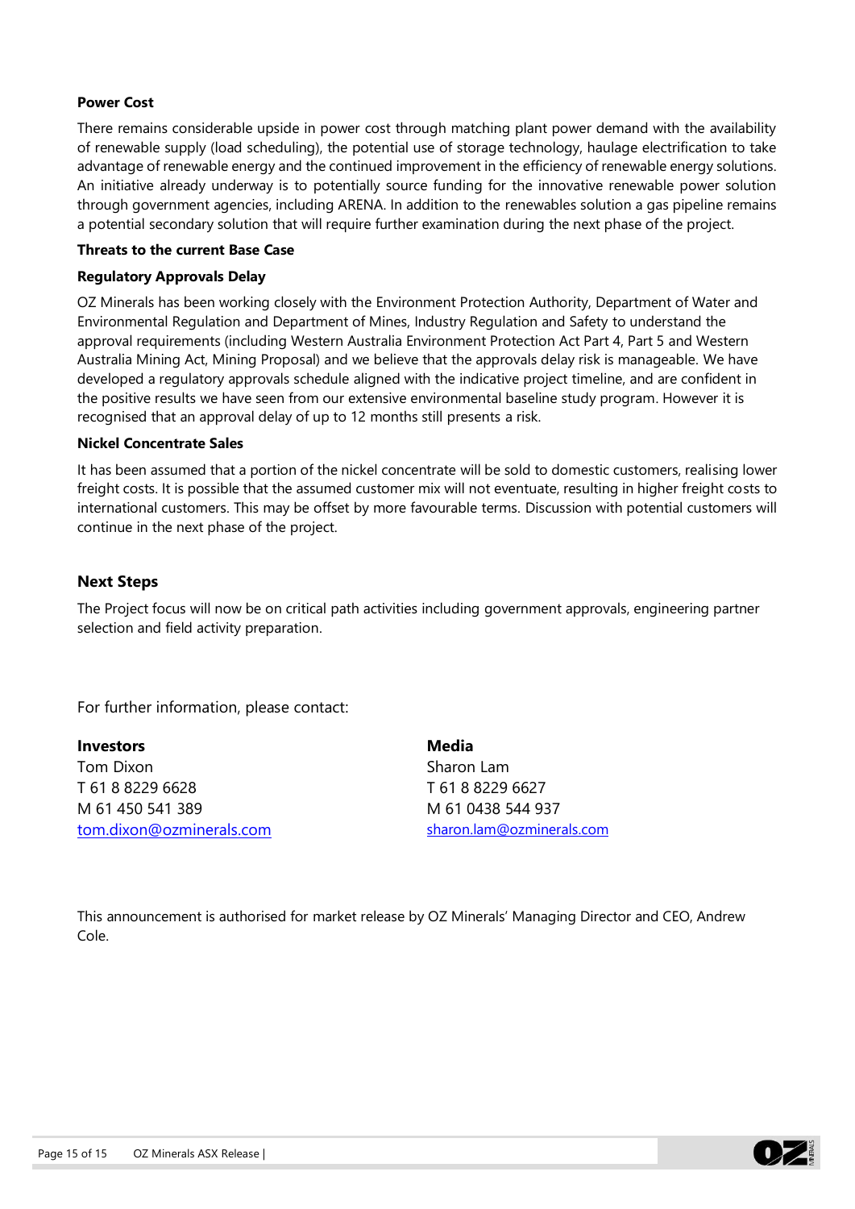**Power Cost**

There remains considerable upside in power cost through matching plant power demand with the availability of renewable supply (load scheduling), the potential use of storage technology, haulage electrification to take advantage of renewable energy and the continued improvement in the efficiency of renewable energy solutions. An initiative already underway is to potentially source funding for the innovative renewable power solution through government agencies, including ARENA. In addition to the renewables solution a gas pipeline remains a potential secondary solution that will require further examination during the next phase of the project.

**Threats to the current Base Case**

**Regulatory Approvals Delay**

OZ Minerals has been working closely with the Environment Protection Authority, Department of Water and Environmental Regulation and Department of Mines, Industry Regulation and Safety to understand the approval requirements (including Western Australia Environment Protection Act Part 4, Part 5 and Western Australia Mining Act, Mining Proposal) and we believe that the approvals delay risk is manageable. We have developed a regulatory approvals schedule aligned with the indicative project timeline, and are confident in the positive results we have seen from our extensive environmental baseline study program. However it is recognised that an approval delay of up to 12 months still presents a risk.

**Nickel Concentrate Sales**

It has been assumed that a portion of the nickel concentrate will be sold to domestic customers, realising lower freight costs. It is possible that the assumed customer mix will not eventuate, resulting in higher freight costs to international customers. This may be offset by more favourable terms. Discussion with potential customers will continue in the next phase of the project.

## Next Steps

The Project focus will now be on critical path activities including government approvals, engineering partner selection and field activity preparation.

For further information, please contact:

**Investors**
Tom Dixon
T 61 8 8229 6628
M 61 450 541 389
tom.dixon@ozminerals.com

**Media**
Sharon Lam
T 61 8 8229 6627
M 61 0438 544 937
sharon.lam@ozminerals.com

This announcement is authorised for market release by OZ Minerals' Managing Director and CEO, Andrew Cole.